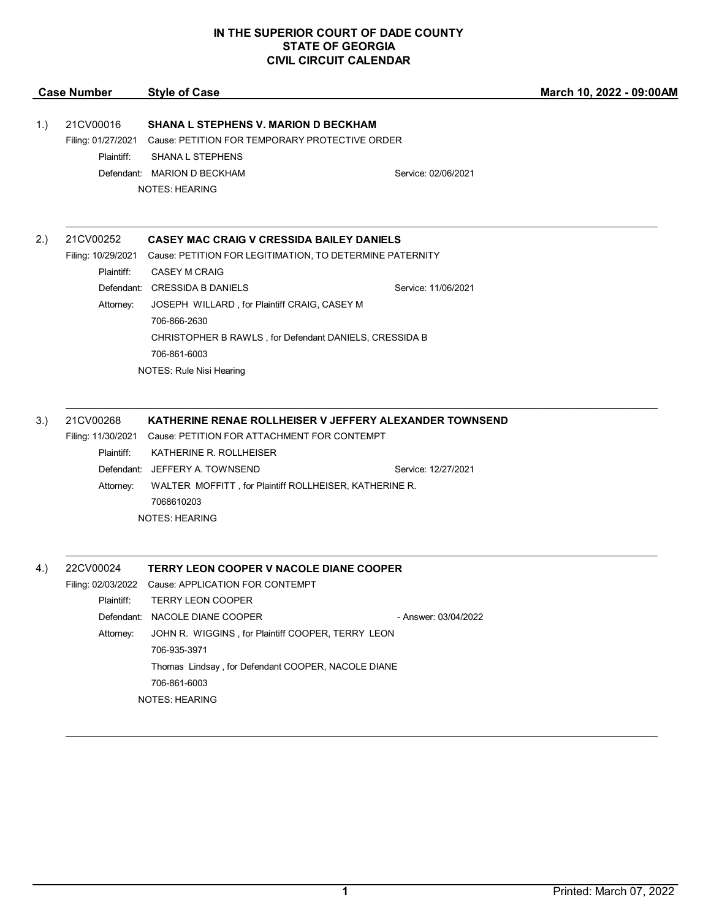# IN THE SUPERIOR COURT OF DADE COUNTY
# STATE OF GEORGIA
# CIVIL CIRCUIT CALENDAR

**Case Number** | **Style of Case** | **March 10, 2022 - 09:00AM**

---

1.) 21CV00016 — **SHANA L STEPHENS V. MARION D BECKHAM**

Filing: 01/27/2021 Cause: PETITION FOR TEMPORARY PROTECTIVE ORDER

Plaintiff: SHANA L STEPHENS

Defendant: MARION D BECKHAM Service: 02/06/2021

NOTES: HEARING

---

2.) 21CV00252 — **CASEY MAC CRAIG V CRESSIDA BAILEY DANIELS**

Filing: 10/29/2021 Cause: PETITION FOR LEGITIMATION, TO DETERMINE PATERNITY

Plaintiff: CASEY M CRAIG

Defendant: CRESSIDA B DANIELS Service: 11/06/2021

Attorney: JOSEPH WILLARD , for Plaintiff CRAIG, CASEY M
706-866-2630
CHRISTOPHER B RAWLS , for Defendant DANIELS, CRESSIDA B
706-861-6003

NOTES: Rule Nisi Hearing

---

3.) 21CV00268 — **KATHERINE RENAE ROLLHEISER V JEFFERY ALEXANDER TOWNSEND**

Filing: 11/30/2021 Cause: PETITION FOR ATTACHMENT FOR CONTEMPT

Plaintiff: KATHERINE R. ROLLHEISER

Defendant: JEFFERY A. TOWNSEND Service: 12/27/2021

Attorney: WALTER MOFFITT , for Plaintiff ROLLHEISER, KATHERINE R.
7068610203

NOTES: HEARING

---

4.) 22CV00024 — **TERRY LEON COOPER V NACOLE DIANE COOPER**

Filing: 02/03/2022 Cause: APPLICATION FOR CONTEMPT

Plaintiff: TERRY LEON COOPER

Defendant: NACOLE DIANE COOPER - Answer: 03/04/2022

Attorney: JOHN R. WIGGINS , for Plaintiff COOPER, TERRY LEON
706-935-3971
Thomas Lindsay , for Defendant COOPER, NACOLE DIANE
706-861-6003

NOTES: HEARING

---

Printed: March 07, 2022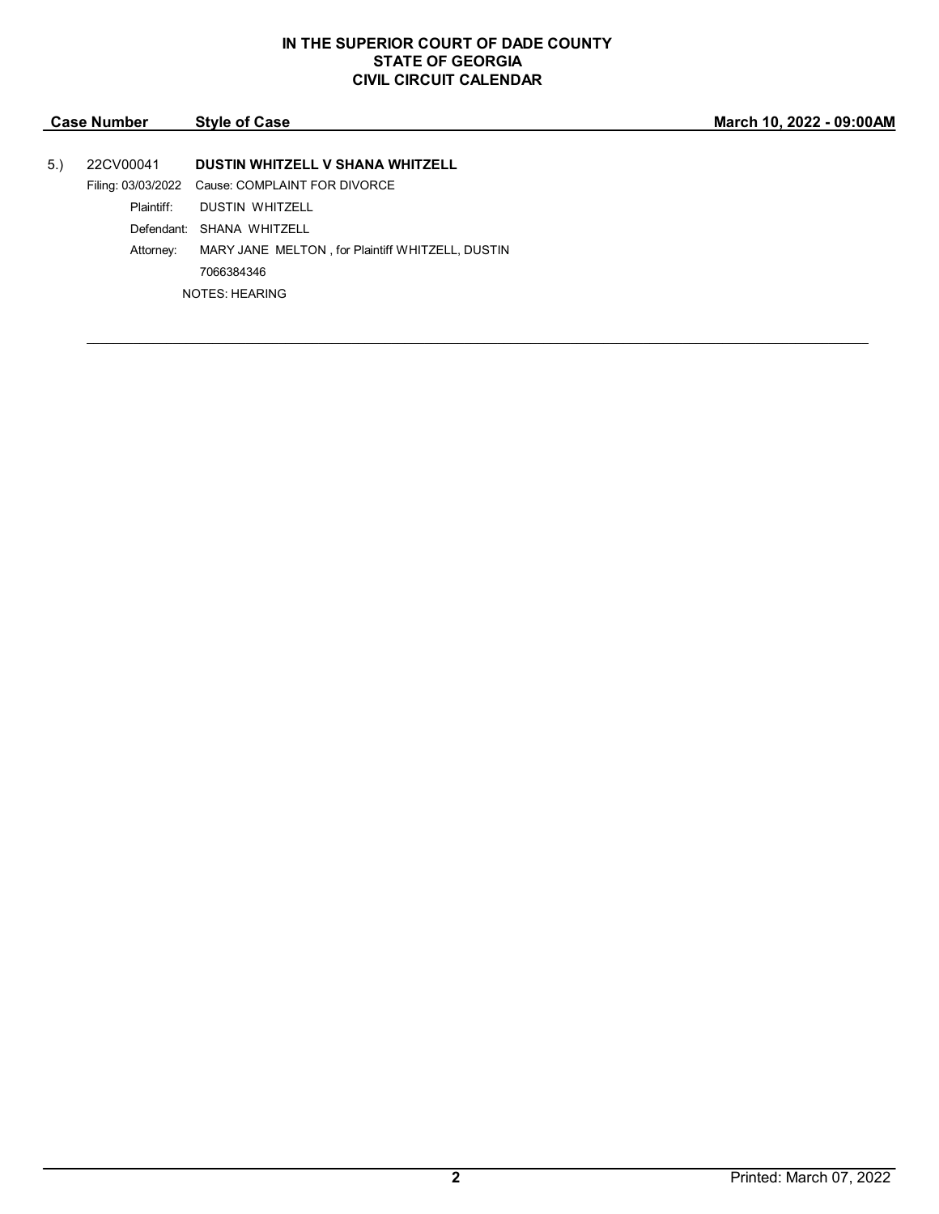**IN THE SUPERIOR COURT OF DADE COUNTY**
**STATE OF GEORGIA**
**CIVIL CIRCUIT CALENDAR**

| **Case Number** | **Style of Case** | **March 10, 2022 - 09:00AM** |
|---|---|---|

5.) 22CV00041 **DUSTIN WHITZELL V SHANA WHITZELL**

Filing: 03/03/2022 Cause: COMPLAINT FOR DIVORCE

Plaintiff: DUSTIN WHITZELL

Defendant: SHANA WHITZELL

Attorney: MARY JANE MELTON , for Plaintiff WHITZELL, DUSTIN

7066384346

NOTES: HEARING

Printed: March 07, 2022